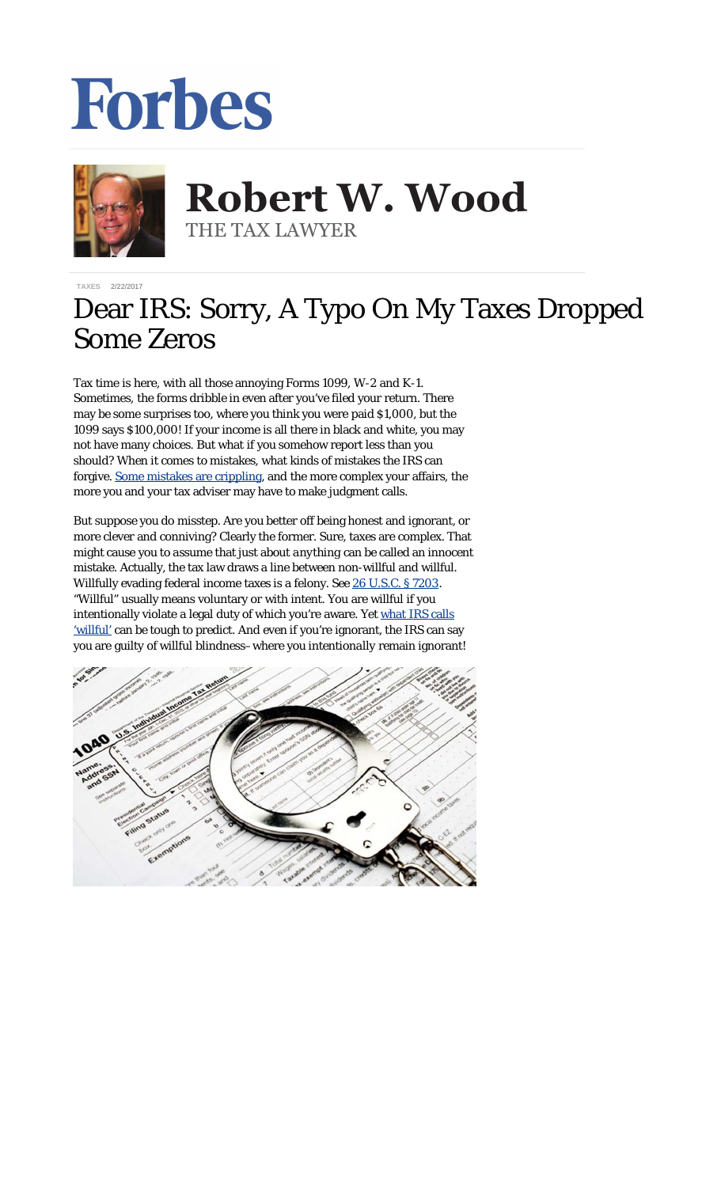# Forbes

**Robert W. Wood**
THE TAX LAWYER

TAXES 2/22/2017

# Dear IRS: Sorry, A Typo On My Taxes Dropped Some Zeros

Tax time is here, with all those annoying Forms 1099, W-2 and K-1. Sometimes, the forms dribble in even after you've filed your return. There may be some surprises too, where you think you were paid $1,000, but the 1099 says $100,000! If your income is all there in black and white, you may not have many choices. But what if you somehow report less than you should? When it comes to mistakes, what kinds of mistakes the IRS can forgive. [Some mistakes are crippling](), and the more complex your affairs, the more you and your tax adviser may have to make judgment calls.

But suppose you do misstep. Are you better off being honest and ignorant, or more clever and conniving? Clearly the former. Sure, taxes are complex. That might cause you to assume that just about *anything* can be called an innocent mistake. Actually, the tax law draws a line between non-willful and willful. Willfully evading federal income taxes is a felony. See [26 U.S.C. § 7203](). "Willful" usually means voluntary or with intent. You are willful if you intentionally violate a legal duty of which you're aware. Yet [what IRS calls 'willful']() can be tough to predict. And even if you're ignorant, the IRS can say you are guilty of willful blindness–where you intentionally remain ignorant!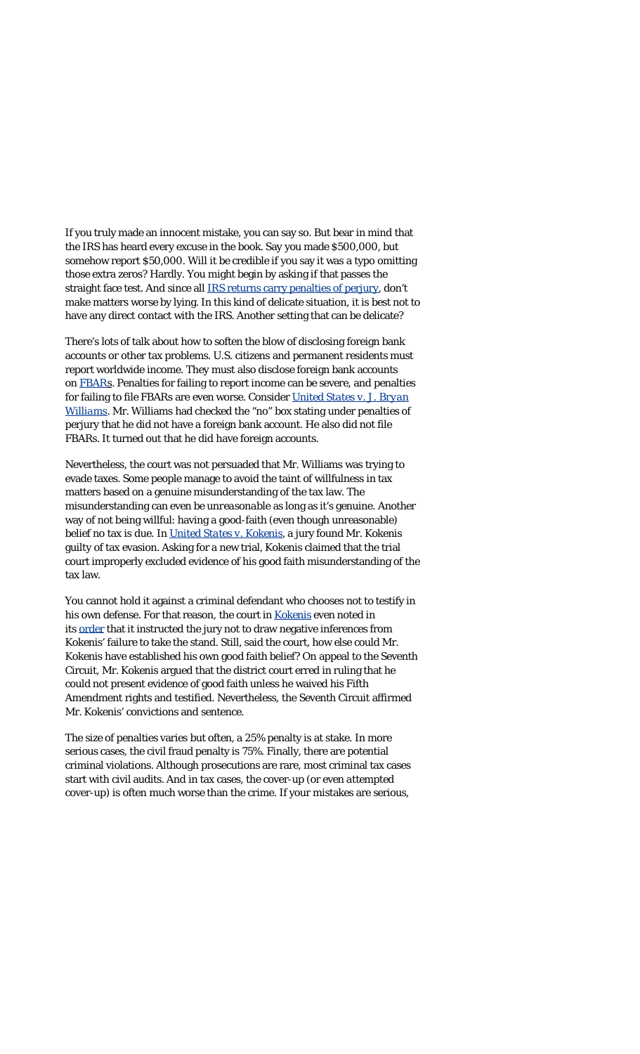If you truly made an innocent mistake, you can say so. But bear in mind that the IRS has heard every excuse in the book. Say you made $500,000, but somehow report $50,000. Will it be credible if you say it was a typo omitting those extra zeros? Hardly. You might begin by asking if that passes the straight face test. And since all [IRS returns carry penalties of perjury](), don't make matters worse by lying. In this kind of delicate situation, it is best not to have any direct contact with the IRS. Another setting that can be delicate?

There's lots of talk about how to soften the blow of disclosing foreign bank accounts or other tax problems. U.S. citizens and permanent residents must report worldwide income. They must also disclose foreign bank accounts on [FBAR]()s. Penalties for failing to report income can be severe, and penalties for failing to file FBARs are even worse. Consider [*United States v. J. Bryan Williams*](). Mr. Williams had checked the "no" box stating under penalties of perjury that he did not have a foreign bank account. He also did not file FBARs. It turned out that he did have foreign accounts.

Nevertheless, the court was not persuaded that Mr. Williams was trying to evade taxes. Some people manage to avoid the taint of willfulness in tax matters based on a genuine misunderstanding of the tax law. The misunderstanding can even be *unreasonable* as long as it's genuine. Another way of not being willful: having a good-faith (even though unreasonable) belief no tax is due. In [*United States v. Kokenis*](), a jury found Mr. Kokenis guilty of tax evasion. Asking for a new trial, Kokenis claimed that the trial court improperly excluded evidence of his good faith misunderstanding of the tax law.

You cannot hold it against a criminal defendant who chooses not to testify in his own defense. For that reason, the court in [*Kokenis*]() even noted in its [order]() that it instructed the jury not to draw negative inferences from Kokenis' failure to take the stand. Still, said the court, how else could Mr. Kokenis have established his own good faith belief? On appeal to the Seventh Circuit, Mr. Kokenis argued that the district court erred in ruling that he could not present evidence of good faith unless he waived his Fifth Amendment rights and testified. Nevertheless, the Seventh Circuit affirmed Mr. Kokenis' convictions and sentence.

The size of penalties varies but often, a 25% penalty is at stake. In more serious cases, the civil fraud penalty is 75%. Finally, there are potential criminal violations. Although prosecutions are rare, most criminal tax cases start with civil audits. And in tax cases, the cover-up (or even *attempted* cover-up) is often much worse than the crime. If your mistakes are serious,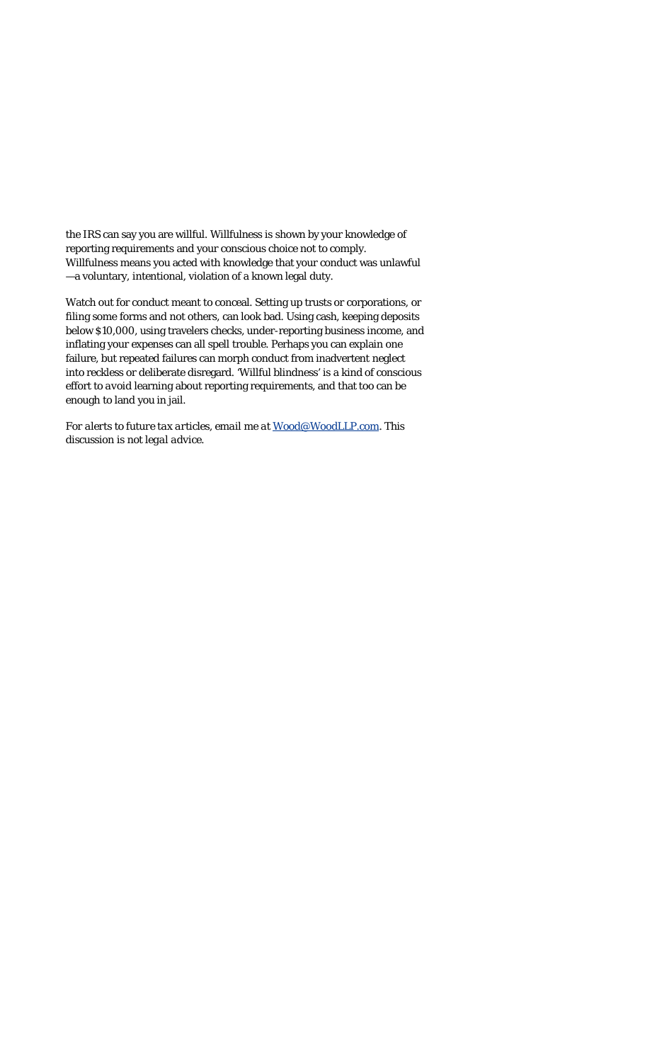the IRS can say you are willful. Willfulness is shown by your knowledge of reporting requirements and your conscious choice not to comply. Willfulness means you acted with knowledge that your conduct was unlawful—a voluntary, intentional, violation of a known legal duty.

Watch out for conduct meant to conceal. Setting up trusts or corporations, or filing some forms and not others, can look bad. Using cash, keeping deposits below $10,000, using travelers checks, under-reporting business income, and inflating your expenses can all spell trouble. Perhaps you can explain one failure, but repeated failures can morph conduct from inadvertent neglect into reckless or deliberate disregard. 'Willful blindness' is a kind of conscious effort to avoid learning about reporting requirements, and that too can be enough to land you in jail.

*For alerts to future tax articles, email me at* [Wood@WoodLLP.com](mailto:Wood@WoodLLP.com)*. This discussion is not legal advice.*